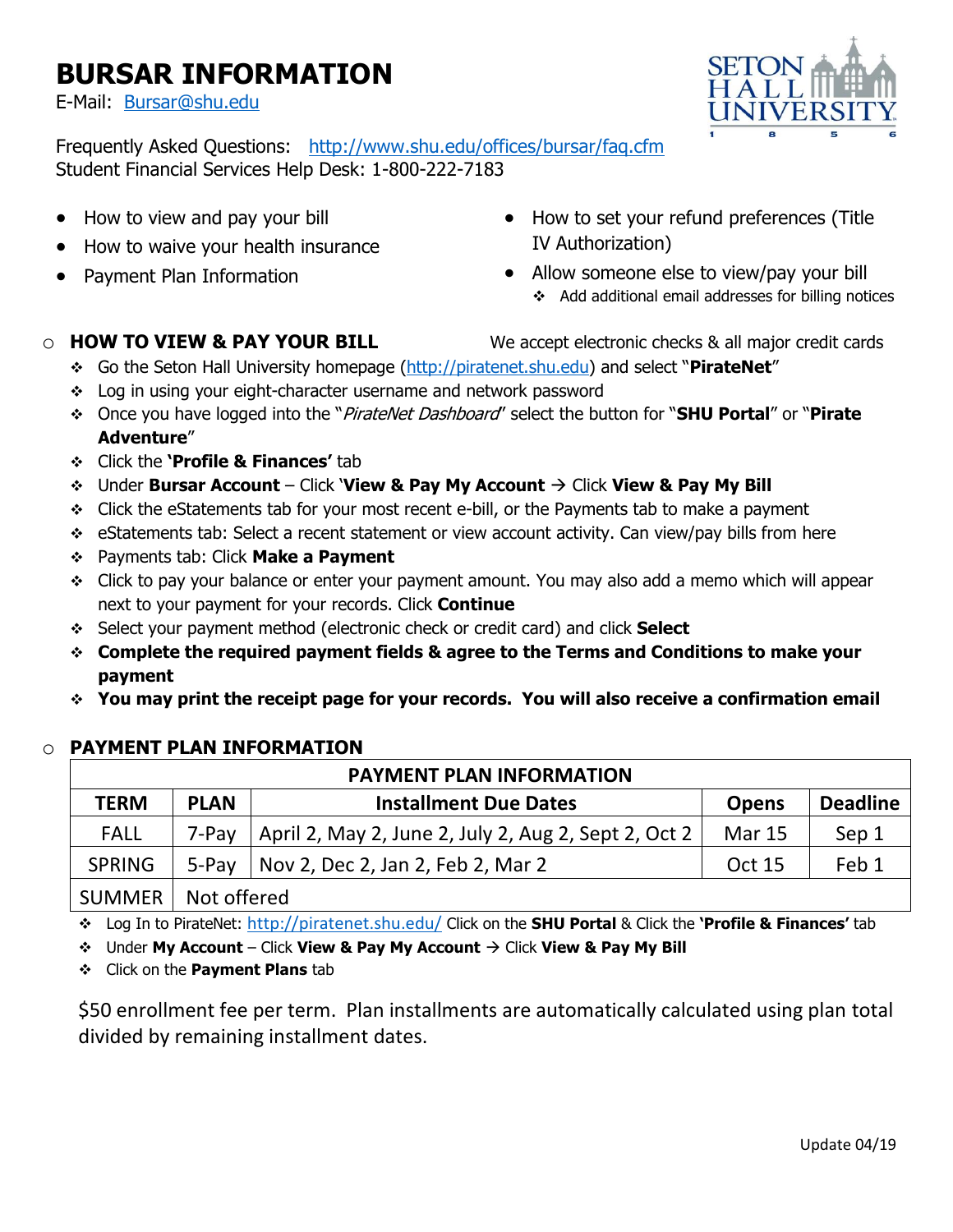# BURSAR INFORMATION

E-Mail: Bursar@shu.edu

Frequently Asked Questions: http://www.shu.edu/offices/bursar/faq.cfm
Student Financial Services Help Desk: 1-800-222-7183

- How to view and pay your bill
- How to waive your health insurance
- Payment Plan Information
- How to set your refund preferences (Title IV Authorization)
- Allow someone else to view/pay your bill
  - Add additional email addresses for billing notices

## HOW TO VIEW & PAY YOUR BILL

We accept electronic checks & all major credit cards

- Go the Seton Hall University homepage (http://piratenet.shu.edu) and select "**PirateNet**"
- Log in using your eight-character username and network password
- Once you have logged into the "*PirateNet Dashboard*" select the button for "**SHU Portal**" or "**Pirate Adventure**"
- Click the **'Profile & Finances'** tab
- Under **Bursar Account** – Click '**View & Pay My Account** → Click **View & Pay My Bill**
- Click the eStatements tab for your most recent e-bill, or the Payments tab to make a payment
- eStatements tab: Select a recent statement or view account activity. Can view/pay bills from here
- Payments tab: Click **Make a Payment**
- Click to pay your balance or enter your payment amount. You may also add a memo which will appear next to your payment for your records. Click **Continue**
- Select your payment method (electronic check or credit card) and click **Select**
- **Complete the required payment fields & agree to the Terms and Conditions to make your payment**
- **You may print the receipt page for your records. You will also receive a confirmation email**

## PAYMENT PLAN INFORMATION

| PAYMENT PLAN INFORMATION | | | | |
|---|---|---|---|---|
| **TERM** | **PLAN** | **Installment Due Dates** | **Opens** | **Deadline** |
| FALL | 7-Pay | April 2, May 2, June 2, July 2, Aug 2, Sept 2, Oct 2 | Mar 15 | Sep 1 |
| SPRING | 5-Pay | Nov 2, Dec 2, Jan 2, Feb 2, Mar 2 | Oct 15 | Feb 1 |
| SUMMER | Not offered | | | |

- Log In to PirateNet: http://piratenet.shu.edu/ Click on the **SHU Portal** & Click the **'Profile & Finances'** tab
- Under **My Account** – Click **View & Pay My Account** → Click **View & Pay My Bill**
- Click on the **Payment Plans** tab

$50 enrollment fee per term. Plan installments are automatically calculated using plan total divided by remaining installment dates.

Update 04/19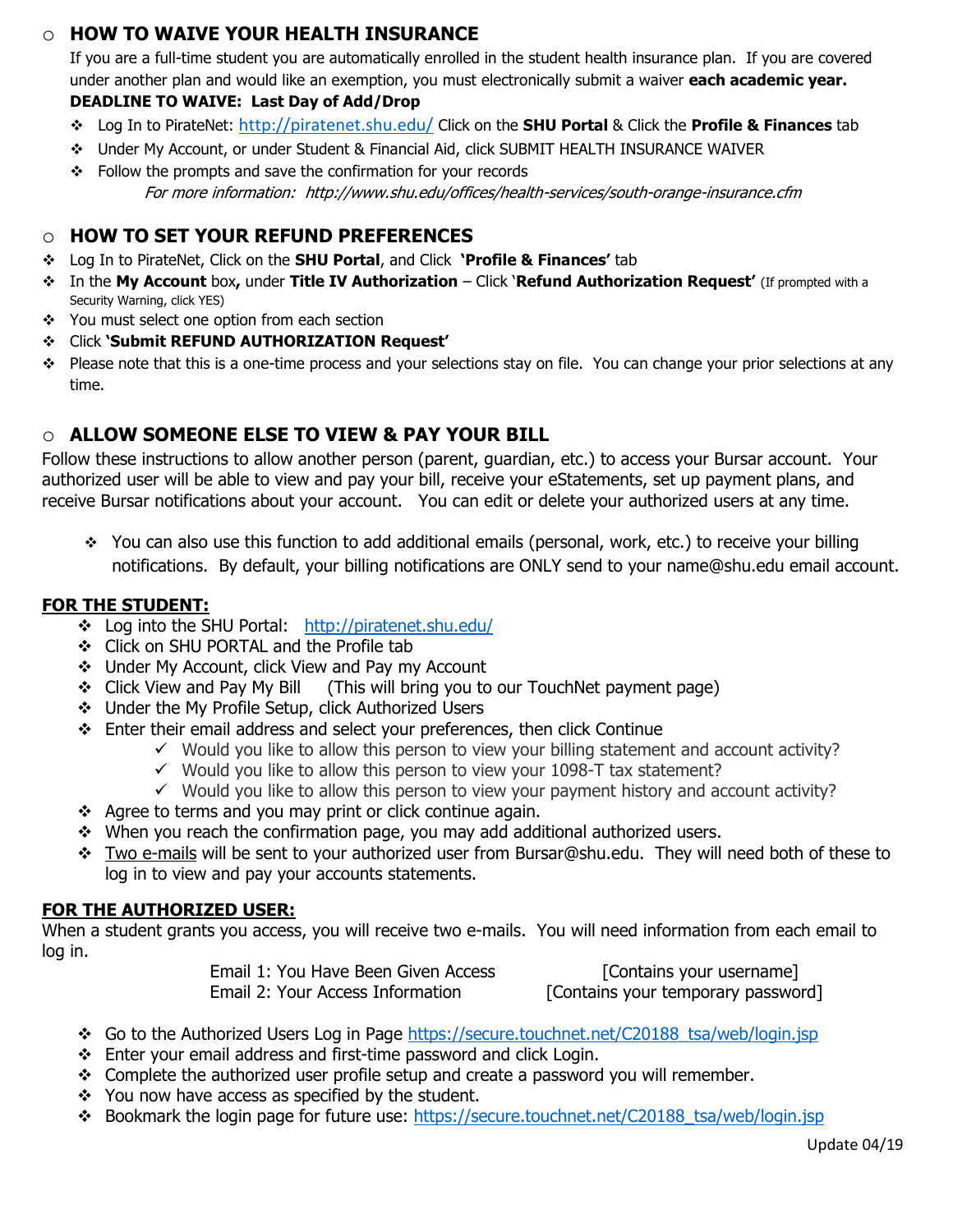## HOW TO WAIVE YOUR HEALTH INSURANCE

If you are a full-time student you are automatically enrolled in the student health insurance plan. If you are covered under another plan and would like an exemption, you must electronically submit a waiver **each academic year.**

**DEADLINE TO WAIVE: Last Day of Add/Drop**

- Log In to PirateNet: http://piratenet.shu.edu/ Click on the **SHU Portal** & Click the **Profile & Finances** tab
- Under My Account, or under Student & Financial Aid, click SUBMIT HEALTH INSURANCE WAIVER
- Follow the prompts and save the confirmation for your records

*For more information: http://www.shu.edu/offices/health-services/south-orange-insurance.cfm*

## HOW TO SET YOUR REFUND PREFERENCES

- Log In to PirateNet, Click on the **SHU Portal**, and Click **'Profile & Finances'** tab
- In the **My Account** box**,** under **Title IV Authorization** – Click '**Refund Authorization Request'** (If prompted with a Security Warning, click YES)
- You must select one option from each section
- Click **'Submit REFUND AUTHORIZATION Request'**
- Please note that this is a one-time process and your selections stay on file. You can change your prior selections at any time.

## ALLOW SOMEONE ELSE TO VIEW & PAY YOUR BILL

Follow these instructions to allow another person (parent, guardian, etc.) to access your Bursar account. Your authorized user will be able to view and pay your bill, receive your eStatements, set up payment plans, and receive Bursar notifications about your account. You can edit or delete your authorized users at any time.

- You can also use this function to add additional emails (personal, work, etc.) to receive your billing notifications. By default, your billing notifications are ONLY send to your name@shu.edu email account.

### FOR THE STUDENT:

- Log into the SHU Portal: http://piratenet.shu.edu/
- Click on SHU PORTAL and the Profile tab
- Under My Account, click View and Pay my Account
- Click View and Pay My Bill (This will bring you to our TouchNet payment page)
- Under the My Profile Setup, click Authorized Users
- Enter their email address and select your preferences, then click Continue
  - ✓ Would you like to allow this person to view your billing statement and account activity?
  - ✓ Would you like to allow this person to view your 1098-T tax statement?
  - ✓ Would you like to allow this person to view your payment history and account activity?
- Agree to terms and you may print or click continue again.
- When you reach the confirmation page, you may add additional authorized users.
- Two e-mails will be sent to your authorized user from Bursar@shu.edu. They will need both of these to log in to view and pay your accounts statements.

### FOR THE AUTHORIZED USER:

When a student grants you access, you will receive two e-mails. You will need information from each email to log in.

| | |
|---|---|
| Email 1: You Have Been Given Access | [Contains your username] |
| Email 2: Your Access Information | [Contains your temporary password] |

- Go to the Authorized Users Log in Page https://secure.touchnet.net/C20188_tsa/web/login.jsp
- Enter your email address and first-time password and click Login.
- Complete the authorized user profile setup and create a password you will remember.
- You now have access as specified by the student.
- Bookmark the login page for future use: https://secure.touchnet.net/C20188_tsa/web/login.jsp

Update 04/19